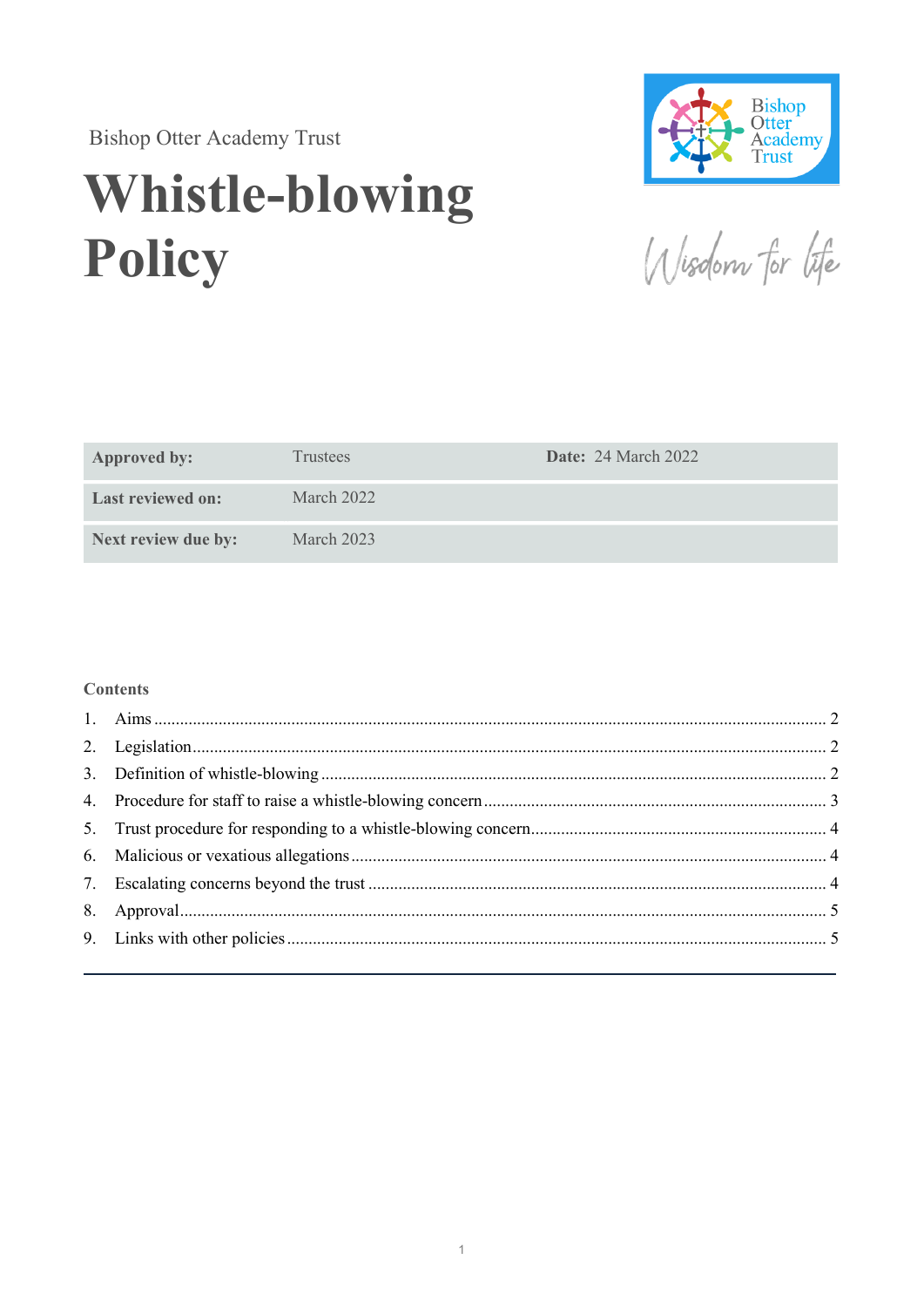Bishop Otter Academy Trust

# Whistle-blowing Policy

Wisdom for life

| **Approved by:** | Trustees | **Date:** 24 March 2022 |
|---|---|---|
| **Last reviewed on:** | March 2022 | |
| **Next review due by:** | March 2023 | |

**Contents**

1. Aims ........ 2
2. Legislation ........ 2
3. Definition of whistle-blowing ........ 2
4. Procedure for staff to raise a whistle-blowing concern ........ 3
5. Trust procedure for responding to a whistle-blowing concern ........ 4
6. Malicious or vexatious allegations ........ 4
7. Escalating concerns beyond the trust ........ 4
8. Approval ........ 5
9. Links with other policies ........ 5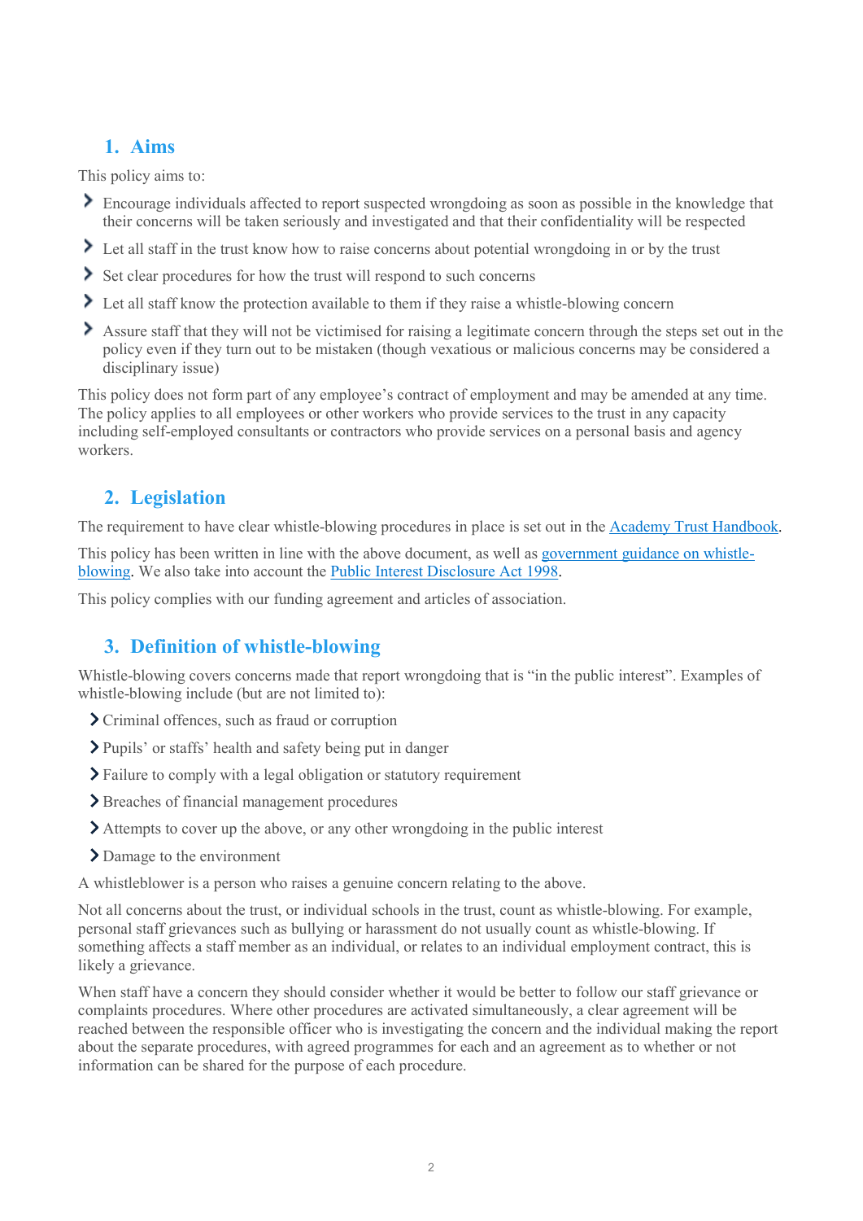## 1. Aims

This policy aims to:

- Encourage individuals affected to report suspected wrongdoing as soon as possible in the knowledge that their concerns will be taken seriously and investigated and that their confidentiality will be respected
- Let all staff in the trust know how to raise concerns about potential wrongdoing in or by the trust
- Set clear procedures for how the trust will respond to such concerns
- Let all staff know the protection available to them if they raise a whistle-blowing concern
- Assure staff that they will not be victimised for raising a legitimate concern through the steps set out in the policy even if they turn out to be mistaken (though vexatious or malicious concerns may be considered a disciplinary issue)

This policy does not form part of any employee's contract of employment and may be amended at any time. The policy applies to all employees or other workers who provide services to the trust in any capacity including self-employed consultants or contractors who provide services on a personal basis and agency workers.

## 2. Legislation

The requirement to have clear whistle-blowing procedures in place is set out in the [Academy Trust Handbook](#).

This policy has been written in line with the above document, as well as [government guidance on whistle-blowing](#). We also take into account the [Public Interest Disclosure Act 1998](#).

This policy complies with our funding agreement and articles of association.

## 3. Definition of whistle-blowing

Whistle-blowing covers concerns made that report wrongdoing that is "in the public interest". Examples of whistle-blowing include (but are not limited to):

- Criminal offences, such as fraud or corruption
- Pupils' or staffs' health and safety being put in danger
- Failure to comply with a legal obligation or statutory requirement
- Breaches of financial management procedures
- Attempts to cover up the above, or any other wrongdoing in the public interest
- Damage to the environment

A whistleblower is a person who raises a genuine concern relating to the above.

Not all concerns about the trust, or individual schools in the trust, count as whistle-blowing. For example, personal staff grievances such as bullying or harassment do not usually count as whistle-blowing. If something affects a staff member as an individual, or relates to an individual employment contract, this is likely a grievance.

When staff have a concern they should consider whether it would be better to follow our staff grievance or complaints procedures. Where other procedures are activated simultaneously, a clear agreement will be reached between the responsible officer who is investigating the concern and the individual making the report about the separate procedures, with agreed programmes for each and an agreement as to whether or not information can be shared for the purpose of each procedure.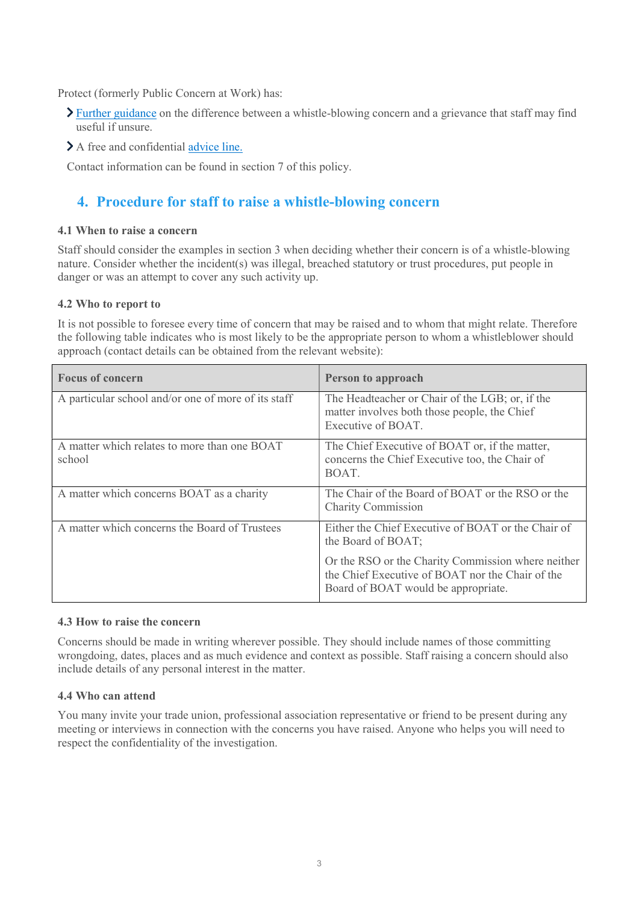Protect (formerly Public Concern at Work) has:

- Further guidance on the difference between a whistle-blowing concern and a grievance that staff may find useful if unsure.
- A free and confidential advice line.

Contact information can be found in section 7 of this policy.

## 4. Procedure for staff to raise a whistle-blowing concern

### 4.1 When to raise a concern

Staff should consider the examples in section 3 when deciding whether their concern is of a whistle-blowing nature. Consider whether the incident(s) was illegal, breached statutory or trust procedures, put people in danger or was an attempt to cover any such activity up.

### 4.2 Who to report to

It is not possible to foresee every time of concern that may be raised and to whom that might relate. Therefore the following table indicates who is most likely to be the appropriate person to whom a whistleblower should approach (contact details can be obtained from the relevant website):

| Focus of concern | Person to approach |
|---|---|
| A particular school and/or one of more of its staff | The Headteacher or Chair of the LGB; or, if the matter involves both those people, the Chief Executive of BOAT. |
| A matter which relates to more than one BOAT school | The Chief Executive of BOAT or, if the matter, concerns the Chief Executive too, the Chair of BOAT. |
| A matter which concerns BOAT as a charity | The Chair of the Board of BOAT or the RSO or the Charity Commission |
| A matter which concerns the Board of Trustees | Either the Chief Executive of BOAT or the Chair of the Board of BOAT;<br><br>Or the RSO or the Charity Commission where neither the Chief Executive of BOAT nor the Chair of the Board of BOAT would be appropriate. |

### 4.3 How to raise the concern

Concerns should be made in writing wherever possible. They should include names of those committing wrongdoing, dates, places and as much evidence and context as possible. Staff raising a concern should also include details of any personal interest in the matter.

### 4.4 Who can attend

You many invite your trade union, professional association representative or friend to be present during any meeting or interviews in connection with the concerns you have raised. Anyone who helps you will need to respect the confidentiality of the investigation.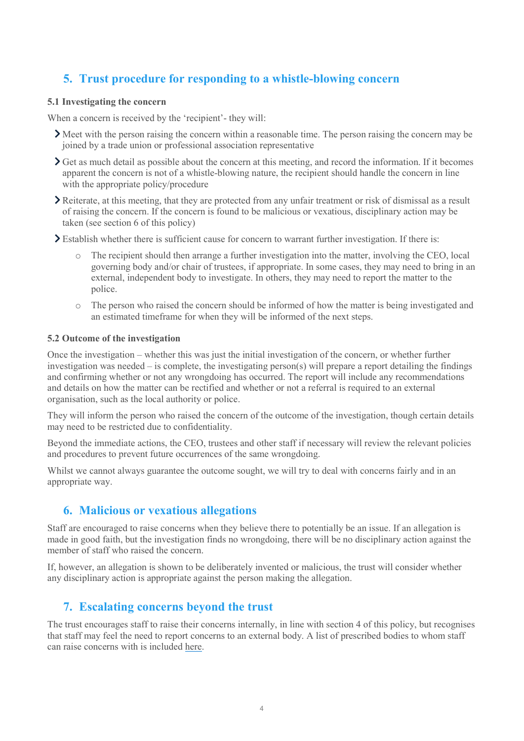## 5. Trust procedure for responding to a whistle-blowing concern

**5.1 Investigating the concern**

When a concern is received by the 'recipient'- they will:

- Meet with the person raising the concern within a reasonable time. The person raising the concern may be joined by a trade union or professional association representative
- Get as much detail as possible about the concern at this meeting, and record the information. If it becomes apparent the concern is not of a whistle-blowing nature, the recipient should handle the concern in line with the appropriate policy/procedure
- Reiterate, at this meeting, that they are protected from any unfair treatment or risk of dismissal as a result of raising the concern. If the concern is found to be malicious or vexatious, disciplinary action may be taken (see section 6 of this policy)
- Establish whether there is sufficient cause for concern to warrant further investigation. If there is:
    - The recipient should then arrange a further investigation into the matter, involving the CEO, local governing body and/or chair of trustees, if appropriate. In some cases, they may need to bring in an external, independent body to investigate. In others, they may need to report the matter to the police.
    - The person who raised the concern should be informed of how the matter is being investigated and an estimated timeframe for when they will be informed of the next steps.

**5.2 Outcome of the investigation**

Once the investigation – whether this was just the initial investigation of the concern, or whether further investigation was needed – is complete, the investigating person(s) will prepare a report detailing the findings and confirming whether or not any wrongdoing has occurred. The report will include any recommendations and details on how the matter can be rectified and whether or not a referral is required to an external organisation, such as the local authority or police.

They will inform the person who raised the concern of the outcome of the investigation, though certain details may need to be restricted due to confidentiality.

Beyond the immediate actions, the CEO, trustees and other staff if necessary will review the relevant policies and procedures to prevent future occurrences of the same wrongdoing.

Whilst we cannot always guarantee the outcome sought, we will try to deal with concerns fairly and in an appropriate way.

## 6. Malicious or vexatious allegations

Staff are encouraged to raise concerns when they believe there to potentially be an issue. If an allegation is made in good faith, but the investigation finds no wrongdoing, there will be no disciplinary action against the member of staff who raised the concern.

If, however, an allegation is shown to be deliberately invented or malicious, the trust will consider whether any disciplinary action is appropriate against the person making the allegation.

## 7. Escalating concerns beyond the trust

The trust encourages staff to raise their concerns internally, in line with section 4 of this policy, but recognises that staff may feel the need to report concerns to an external body. A list of prescribed bodies to whom staff can raise concerns with is included here.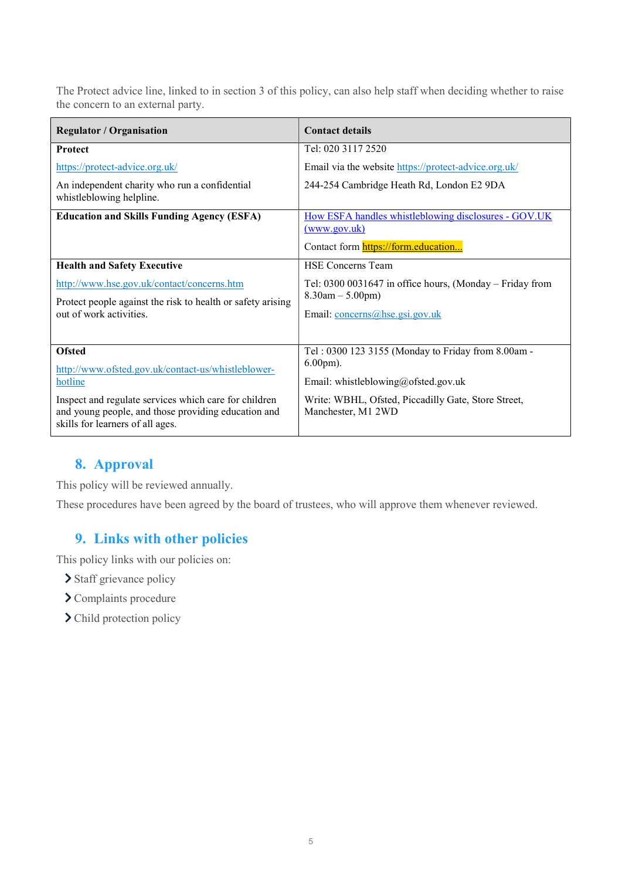The Protect advice line, linked to in section 3 of this policy, can also help staff when deciding whether to raise the concern to an external party.

| Regulator / Organisation | Contact details |
|---|---|
| **Protect**<br>https://protect-advice.org.uk/<br>An independent charity who run a confidential whistleblowing helpline. | Tel: 020 3117 2520<br>Email via the website https://protect-advice.org.uk/<br>244-254 Cambridge Heath Rd, London E2 9DA |
| **Education and Skills Funding Agency (ESFA)** | How ESFA handles whistleblowing disclosures - GOV.UK (www.gov.uk)<br>Contact form https://form.education... |
| **Health and Safety Executive**<br>http://www.hse.gov.uk/contact/concerns.htm<br>Protect people against the risk to health or safety arising out of work activities. | HSE Concerns Team<br>Tel: 0300 0031647 in office hours, (Monday – Friday from 8.30am – 5.00pm)<br>Email: concerns@hse.gsi.gov.uk |
| **Ofsted**<br>http://www.ofsted.gov.uk/contact-us/whistleblower-hotline<br>Inspect and regulate services which care for children and young people, and those providing education and skills for learners of all ages. | Tel : 0300 123 3155 (Monday to Friday from 8.00am - 6.00pm).<br>Email: whistleblowing@ofsted.gov.uk<br>Write: WBHL, Ofsted, Piccadilly Gate, Store Street, Manchester, M1 2WD |

## 8. Approval

This policy will be reviewed annually.

These procedures have been agreed by the board of trustees, who will approve them whenever reviewed.

## 9. Links with other policies

This policy links with our policies on:

- Staff grievance policy
- Complaints procedure
- Child protection policy